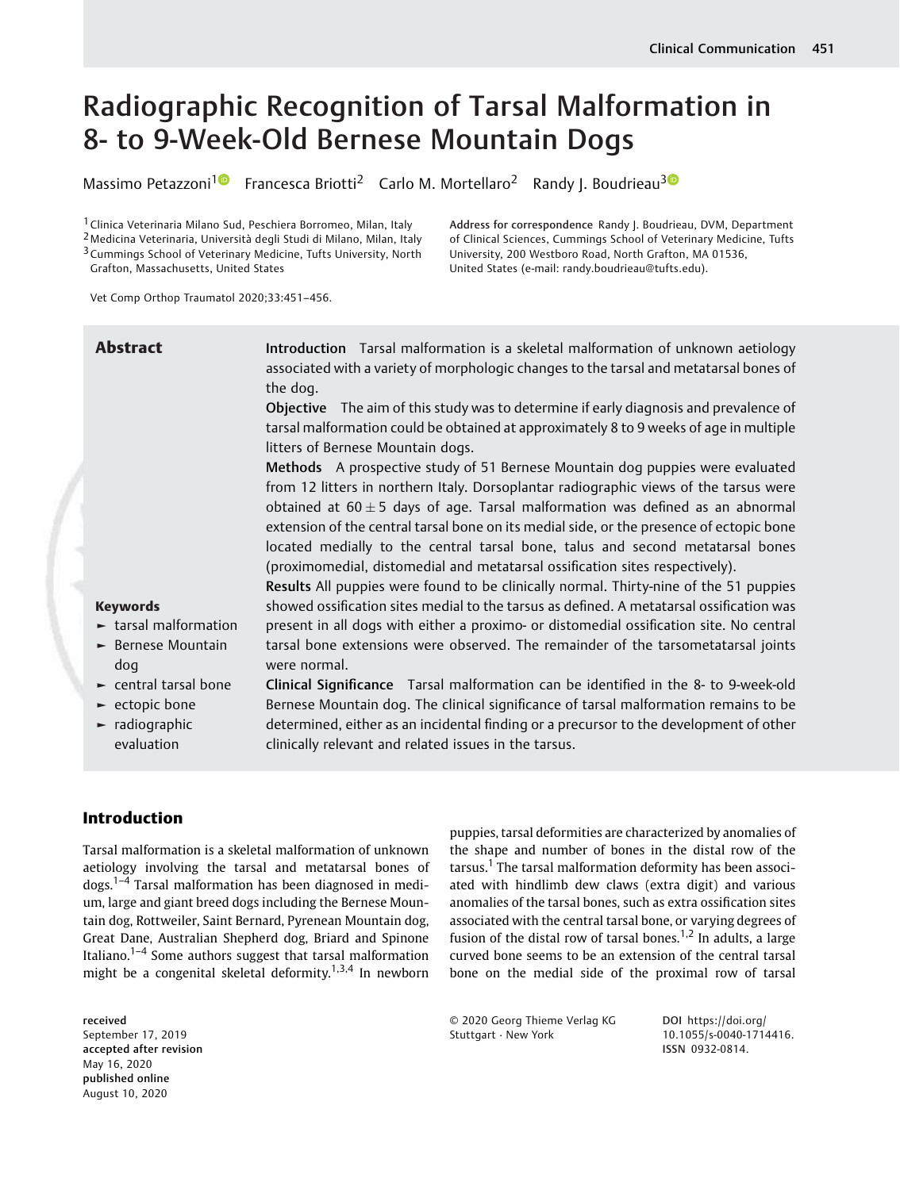# Radiographic Recognition of Tarsal Malformation in 8- to 9-Week-Old Bernese Mountain Dogs

Massimo Petazzoni[1] Francesca Briotti[2] Carlo M. Mortellaro[2] Randy J. Boudrieau[3]

[1] Clinica Veterinaria Milano Sud, Peschiera Borromeo, Milan, Italy
[2] Medicina Veterinaria, Università degli Studi di Milano, Milan, Italy
[3] Cummings School of Veterinary Medicine, Tufts University, North Grafton, Massachusetts, United States

Address for correspondence Randy J. Boudrieau, DVM, Department of Clinical Sciences, Cummings School of Veterinary Medicine, Tufts University, 200 Westboro Road, North Grafton, MA 01536, United States (e-mail: randy.boudrieau@tufts.edu).

Vet Comp Orthop Traumatol 2020;33:451–456.

## Abstract

**Introduction** Tarsal malformation is a skeletal malformation of unknown aetiology associated with a variety of morphologic changes to the tarsal and metatarsal bones of the dog.

**Objective** The aim of this study was to determine if early diagnosis and prevalence of tarsal malformation could be obtained at approximately 8 to 9 weeks of age in multiple litters of Bernese Mountain dogs.

**Methods** A prospective study of 51 Bernese Mountain dog puppies were evaluated from 12 litters in northern Italy. Dorsoplantar radiographic views of the tarsus were obtained at $60 \pm 5$ days of age. Tarsal malformation was defined as an abnormal extension of the central tarsal bone on its medial side, or the presence of ectopic bone located medially to the central tarsal bone, talus and second metatarsal bones (proximomedial, distomedial and metatarsal ossification sites respectively).

**Results** All puppies were found to be clinically normal. Thirty-nine of the 51 puppies showed ossification sites medial to the tarsus as defined. A metatarsal ossification was present in all dogs with either a proximo- or distomedial ossification site. No central tarsal bone extensions were observed. The remainder of the tarsometatarsal joints were normal.

**Clinical Significance** Tarsal malformation can be identified in the 8- to 9-week-old Bernese Mountain dog. The clinical significance of tarsal malformation remains to be determined, either as an incidental finding or a precursor to the development of other clinically relevant and related issues in the tarsus.

**Keywords**
- tarsal malformation
- Bernese Mountain dog
- central tarsal bone
- ectopic bone
- radiographic evaluation

## Introduction

Tarsal malformation is a skeletal malformation of unknown aetiology involving the tarsal and metatarsal bones of dogs.[1–4] Tarsal malformation has been diagnosed in medium, large and giant breed dogs including the Bernese Mountain dog, Rottweiler, Saint Bernard, Pyrenean Mountain dog, Great Dane, Australian Shepherd dog, Briard and Spinone Italiano.[1–4] Some authors suggest that tarsal malformation might be a congenital skeletal deformity.[1,3,4] In newborn puppies, tarsal deformities are characterized by anomalies of the shape and number of bones in the distal row of the tarsus.[1] The tarsal malformation deformity has been associated with hindlimb dew claws (extra digit) and various anomalies of the tarsal bones, such as extra ossification sites associated with the central tarsal bone, or varying degrees of fusion of the distal row of tarsal bones.[1,2] In adults, a large curved bone seems to be an extension of the central tarsal bone on the medial side of the proximal row of tarsal

received September 17, 2019
accepted after revision May 16, 2020
published online August 10, 2020

© 2020 Georg Thieme Verlag KG Stuttgart · New York

DOI https://doi.org/10.1055/s-0040-1714416.
ISSN 0932-0814.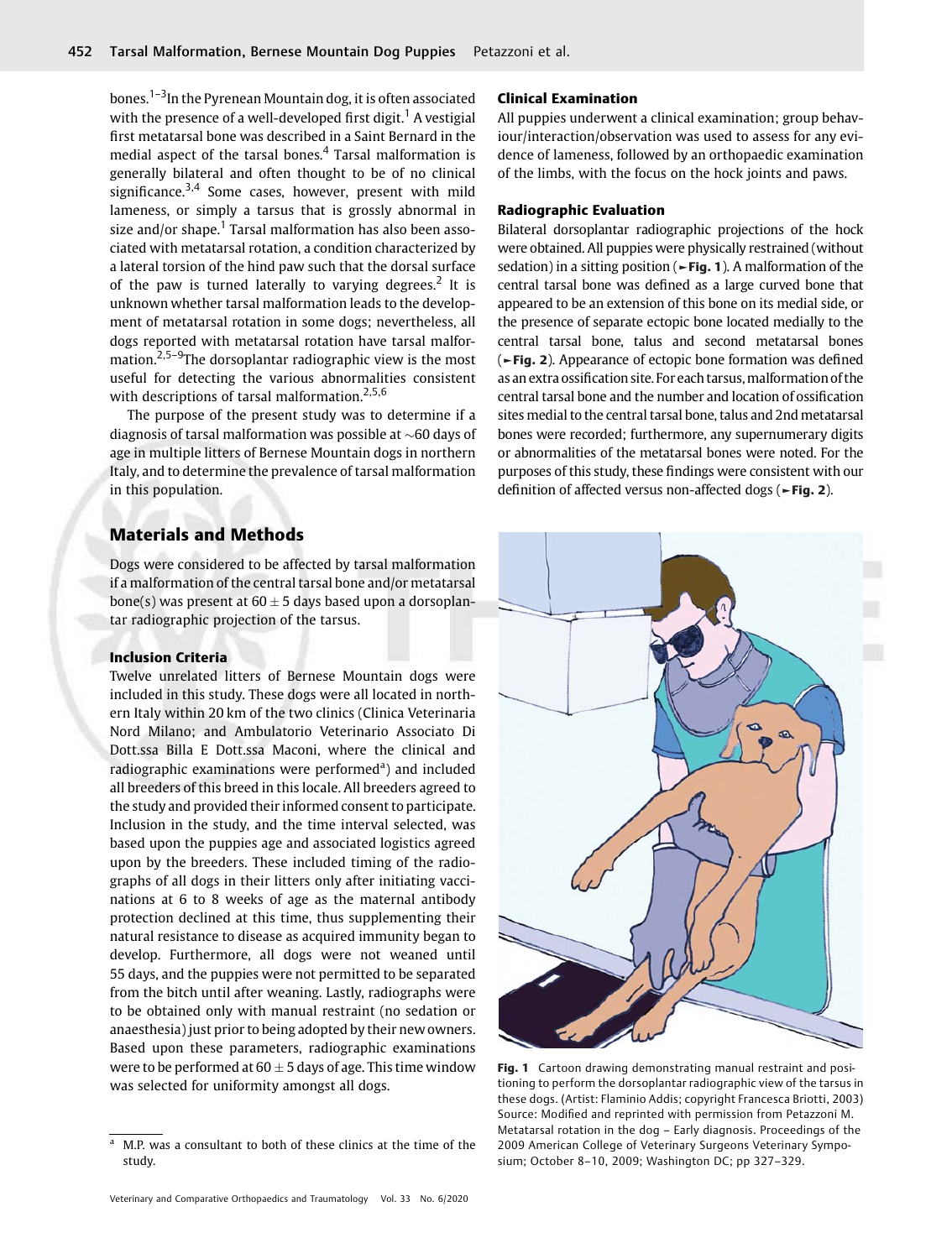bones.[1–3] In the Pyrenean Mountain dog, it is often associated with the presence of a well-developed first digit.[1] A vestigial first metatarsal bone was described in a Saint Bernard in the medial aspect of the tarsal bones.[4] Tarsal malformation is generally bilateral and often thought to be of no clinical significance.[3,4] Some cases, however, present with mild lameness, or simply a tarsus that is grossly abnormal in size and/or shape.[1] Tarsal malformation has also been associated with metatarsal rotation, a condition characterized by a lateral torsion of the hind paw such that the dorsal surface of the paw is turned laterally to varying degrees.[2] It is unknown whether tarsal malformation leads to the development of metatarsal rotation in some dogs; nevertheless, all dogs reported with metatarsal rotation have tarsal malformation.[2,5–9] The dorsoplantar radiographic view is the most useful for detecting the various abnormalities consistent with descriptions of tarsal malformation.[2,5,6]

The purpose of the present study was to determine if a diagnosis of tarsal malformation was possible at ∼60 days of age in multiple litters of Bernese Mountain dogs in northern Italy, and to determine the prevalence of tarsal malformation in this population.

## Materials and Methods

Dogs were considered to be affected by tarsal malformation if a malformation of the central tarsal bone and/or metatarsal bone(s) was present at $60 \pm 5$ days based upon a dorsoplantar radiographic projection of the tarsus.

### Inclusion Criteria

Twelve unrelated litters of Bernese Mountain dogs were included in this study. These dogs were all located in northern Italy within 20 km of the two clinics (Clinica Veterinaria Nord Milano; and Ambulatorio Veterinario Associato Di Dott.ssa Billa E Dott.ssa Maconi, where the clinical and radiographic examinations were performed[a]) and included all breeders of this breed in this locale. All breeders agreed to the study and provided their informed consent to participate. Inclusion in the study, and the time interval selected, was based upon the puppies age and associated logistics agreed upon by the breeders. These included timing of the radiographs of all dogs in their litters only after initiating vaccinations at 6 to 8 weeks of age as the maternal antibody protection declined at this time, thus supplementing their natural resistance to disease as acquired immunity began to develop. Furthermore, all dogs were not weaned until 55 days, and the puppies were not permitted to be separated from the bitch until after weaning. Lastly, radiographs were to be obtained only with manual restraint (no sedation or anaesthesia) just prior to being adopted by their new owners. Based upon these parameters, radiographic examinations were to be performed at $60 \pm 5$ days of age. This time window was selected for uniformity amongst all dogs.

### Clinical Examination

All puppies underwent a clinical examination; group behaviour/interaction/observation was used to assess for any evidence of lameness, followed by an orthopaedic examination of the limbs, with the focus on the hock joints and paws.

### Radiographic Evaluation

Bilateral dorsoplantar radiographic projections of the hock were obtained. All puppies were physically restrained (without sedation) in a sitting position (►Fig. 1). A malformation of the central tarsal bone was defined as a large curved bone that appeared to be an extension of this bone on its medial side, or the presence of separate ectopic bone located medially to the central tarsal bone, talus and second metatarsal bones (►Fig. 2). Appearance of ectopic bone formation was defined as an extra ossification site. For each tarsus, malformation of the central tarsal bone and the number and location of ossification sites medial to the central tarsal bone, talus and 2nd metatarsal bones were recorded; furthermore, any supernumerary digits or abnormalities of the metatarsal bones were noted. For the purposes of this study, these findings were consistent with our definition of affected versus non-affected dogs (►Fig. 2).

**Fig. 1** Cartoon drawing demonstrating manual restraint and positioning to perform the dorsoplantar radiographic view of the tarsus in these dogs. (Artist: Flaminio Addis; copyright Francesca Briotti, 2003) Source: Modified and reprinted with permission from Petazzoni M. Metatarsal rotation in the dog – Early diagnosis. Proceedings of the 2009 American College of Veterinary Surgeons Veterinary Symposium; October 8–10, 2009; Washington DC; pp 327–329.

[a] M.P. was a consultant to both of these clinics at the time of the study.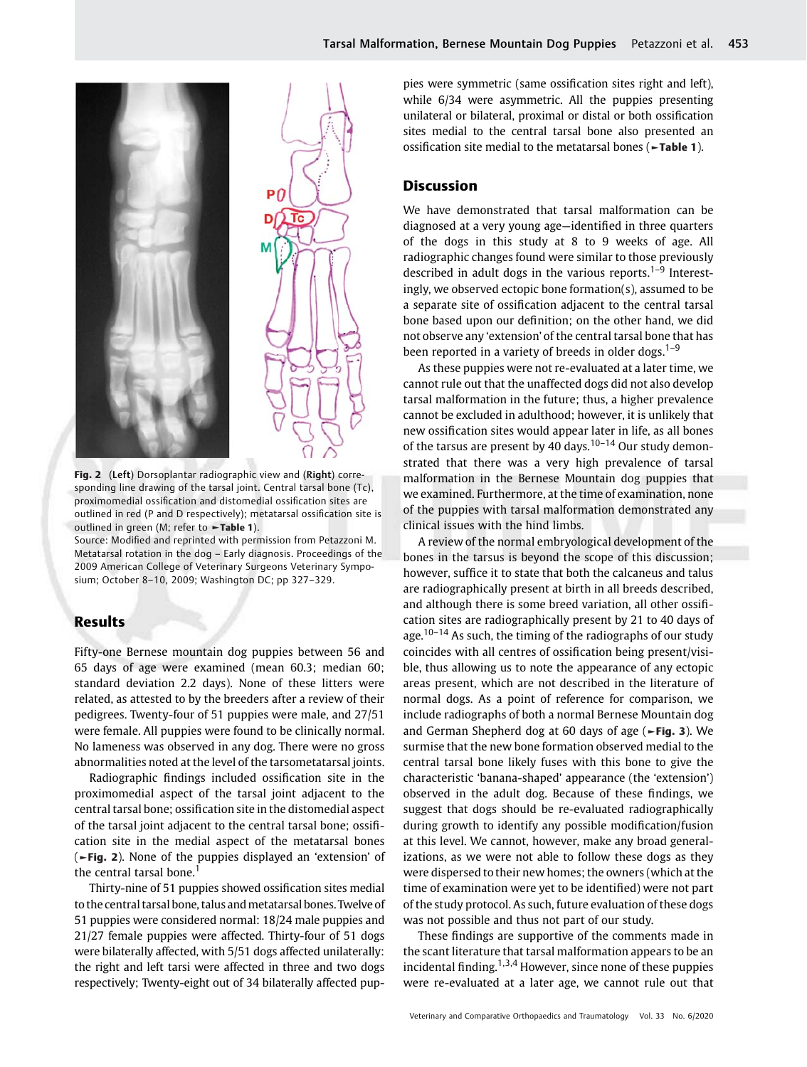Fig. 2 (**Left**) Dorsoplantar radiographic view and (**Right**) corresponding line drawing of the tarsal joint. Central tarsal bone (Tc), proximomedial ossification and distomedial ossification sites are outlined in red (P and D respectively); metatarsal ossification site is outlined in green (M; refer to ►**Table 1**).

Source: Modified and reprinted with permission from Petazzoni M. Metatarsal rotation in the dog – Early diagnosis. Proceedings of the 2009 American College of Veterinary Surgeons Veterinary Symposium; October 8–10, 2009; Washington DC; pp 327–329.

## Results

Fifty-one Bernese mountain dog puppies between 56 and 65 days of age were examined (mean 60.3; median 60; standard deviation 2.2 days). None of these litters were related, as attested to by the breeders after a review of their pedigrees. Twenty-four of 51 puppies were male, and 27/51 were female. All puppies were found to be clinically normal. No lameness was observed in any dog. There were no gross abnormalities noted at the level of the tarsometatarsal joints.

Radiographic findings included ossification site in the proximomedial aspect of the tarsal joint adjacent to the central tarsal bone; ossification site in the distomedial aspect of the tarsal joint adjacent to the central tarsal bone; ossification site in the medial aspect of the metatarsal bones (►**Fig. 2**). None of the puppies displayed an 'extension' of the central tarsal bone.[1]

Thirty-nine of 51 puppies showed ossification sites medial to the central tarsal bone, talus and metatarsal bones. Twelve of 51 puppies were considered normal: 18/24 male puppies and 21/27 female puppies were affected. Thirty-four of 51 dogs were bilaterally affected, with 5/51 dogs affected unilaterally: the right and left tarsi were affected in three and two dogs respectively; Twenty-eight out of 34 bilaterally affected puppies were symmetric (same ossification sites right and left), while 6/34 were asymmetric. All the puppies presenting unilateral or bilateral, proximal or distal or both ossification sites medial to the central tarsal bone also presented an ossification site medial to the metatarsal bones (►**Table 1**).

## Discussion

We have demonstrated that tarsal malformation can be diagnosed at a very young age—identified in three quarters of the dogs in this study at 8 to 9 weeks of age. All radiographic changes found were similar to those previously described in adult dogs in the various reports.[1–9] Interestingly, we observed ectopic bone formation(s), assumed to be a separate site of ossification adjacent to the central tarsal bone based upon our definition; on the other hand, we did not observe any 'extension' of the central tarsal bone that has been reported in a variety of breeds in older dogs.[1–9]

As these puppies were not re-evaluated at a later time, we cannot rule out that the unaffected dogs did not also develop tarsal malformation in the future; thus, a higher prevalence cannot be excluded in adulthood; however, it is unlikely that new ossification sites would appear later in life, as all bones of the tarsus are present by 40 days.[10–14] Our study demonstrated that there was a very high prevalence of tarsal malformation in the Bernese Mountain dog puppies that we examined. Furthermore, at the time of examination, none of the puppies with tarsal malformation demonstrated any clinical issues with the hind limbs.

A review of the normal embryological development of the bones in the tarsus is beyond the scope of this discussion; however, suffice it to state that both the calcaneus and talus are radiographically present at birth in all breeds described, and although there is some breed variation, all other ossification sites are radiographically present by 21 to 40 days of age.[10–14] As such, the timing of the radiographs of our study coincides with all centres of ossification being present/visible, thus allowing us to note the appearance of any ectopic areas present, which are not described in the literature of normal dogs. As a point of reference for comparison, we include radiographs of both a normal Bernese Mountain dog and German Shepherd dog at 60 days of age (►**Fig. 3**). We surmise that the new bone formation observed medial to the central tarsal bone likely fuses with this bone to give the characteristic 'banana-shaped' appearance (the 'extension') observed in the adult dog. Because of these findings, we suggest that dogs should be re-evaluated radiographically during growth to identify any possible modification/fusion at this level. We cannot, however, make any broad generalizations, as we were not able to follow these dogs as they were dispersed to their new homes; the owners (which at the time of examination were yet to be identified) were not part of the study protocol. As such, future evaluation of these dogs was not possible and thus not part of our study.

These findings are supportive of the comments made in the scant literature that tarsal malformation appears to be an incidental finding.[1,3,4] However, since none of these puppies were re-evaluated at a later age, we cannot rule out that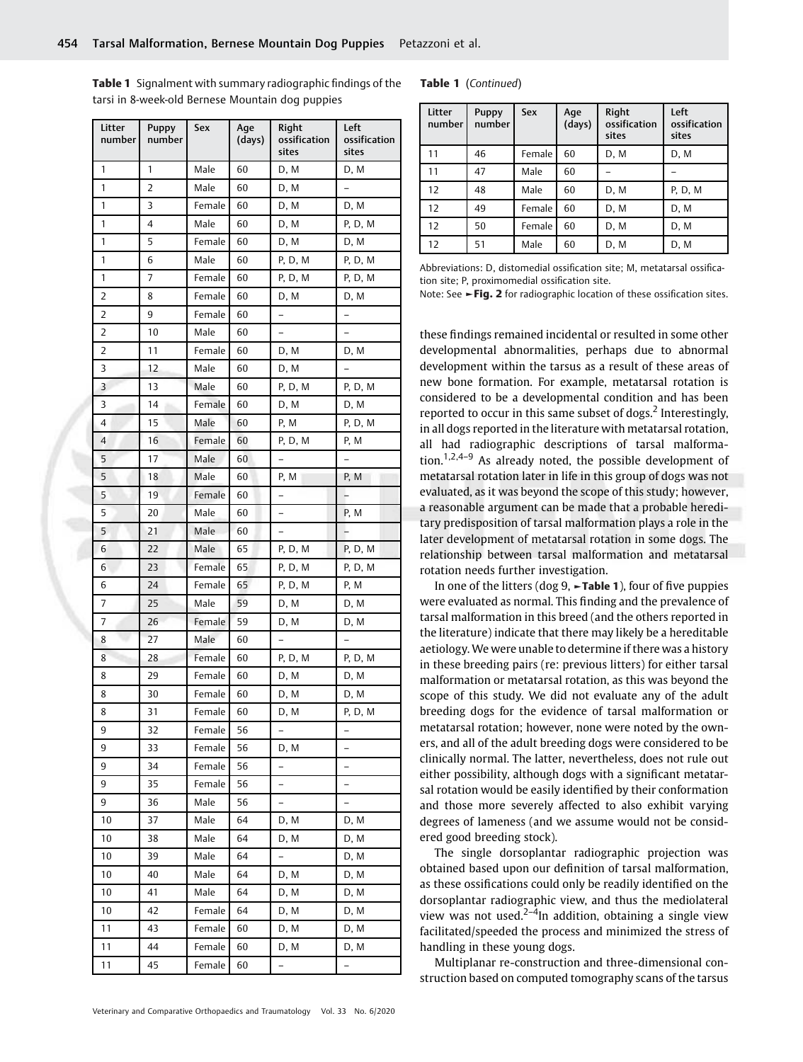**Table 1** Signalment with summary radiographic findings of the tarsi in 8-week-old Bernese Mountain dog puppies

| Litter number | Puppy number | Sex | Age (days) | Right ossification sites | Left ossification sites |
|---|---|---|---|---|---|
| 1 | 1 | Male | 60 | D, M | D, M |
| 1 | 2 | Male | 60 | D, M | – |
| 1 | 3 | Female | 60 | D, M | D, M |
| 1 | 4 | Male | 60 | D, M | P, D, M |
| 1 | 5 | Female | 60 | D, M | D, M |
| 1 | 6 | Male | 60 | P, D, M | P, D, M |
| 1 | 7 | Female | 60 | P, D, M | P, D, M |
| 2 | 8 | Female | 60 | D, M | D, M |
| 2 | 9 | Female | 60 | – | – |
| 2 | 10 | Male | 60 | – | – |
| 2 | 11 | Female | 60 | D, M | D, M |
| 3 | 12 | Male | 60 | D, M | – |
| 3 | 13 | Male | 60 | P, D, M | P, D, M |
| 3 | 14 | Female | 60 | D, M | D, M |
| 4 | 15 | Male | 60 | P, M | P, D, M |
| 4 | 16 | Female | 60 | P, D, M | P, M |
| 5 | 17 | Male | 60 | – | – |
| 5 | 18 | Male | 60 | P, M | P, M |
| 5 | 19 | Female | 60 | – | – |
| 5 | 20 | Male | 60 | – | P, M |
| 5 | 21 | Male | 60 | – | – |
| 6 | 22 | Male | 65 | P, D, M | P, D, M |
| 6 | 23 | Female | 65 | P, D, M | P, D, M |
| 6 | 24 | Female | 65 | P, D, M | P, M |
| 7 | 25 | Male | 59 | D, M | D, M |
| 7 | 26 | Female | 59 | D, M | D, M |
| 8 | 27 | Male | 60 | – | – |
| 8 | 28 | Female | 60 | P, D, M | P, D, M |
| 8 | 29 | Female | 60 | D, M | D, M |
| 8 | 30 | Female | 60 | D, M | D, M |
| 8 | 31 | Female | 60 | D, M | P, D, M |
| 9 | 32 | Female | 56 | – | – |
| 9 | 33 | Female | 56 | D, M | – |
| 9 | 34 | Female | 56 | – | – |
| 9 | 35 | Female | 56 | – | – |
| 9 | 36 | Male | 56 | – | – |
| 10 | 37 | Male | 64 | D, M | D, M |
| 10 | 38 | Male | 64 | D, M | D, M |
| 10 | 39 | Male | 64 | – | D, M |
| 10 | 40 | Male | 64 | D, M | D, M |
| 10 | 41 | Male | 64 | D, M | D, M |
| 10 | 42 | Female | 64 | D, M | D, M |
| 11 | 43 | Female | 60 | D, M | D, M |
| 11 | 44 | Female | 60 | D, M | D, M |
| 11 | 45 | Female | 60 | – | – |
| 11 | 46 | Female | 60 | D, M | D, M |
| 11 | 47 | Male | 60 | – | – |
| 12 | 48 | Male | 60 | D, M | P, D, M |
| 12 | 49 | Female | 60 | D, M | D, M |
| 12 | 50 | Female | 60 | D, M | D, M |
| 12 | 51 | Male | 60 | D, M | D, M |

Abbreviations: D, distomedial ossification site; M, metatarsal ossification site; P, proximomedial ossification site.
Note: See ►**Fig. 2** for radiographic location of these ossification sites.

these findings remained incidental or resulted in some other developmental abnormalities, perhaps due to abnormal development within the tarsus as a result of these areas of new bone formation. For example, metatarsal rotation is considered to be a developmental condition and has been reported to occur in this same subset of dogs.[2] Interestingly, in all dogs reported in the literature with metatarsal rotation, all had radiographic descriptions of tarsal malformation.[1,2,4–9] As already noted, the possible development of metatarsal rotation later in life in this group of dogs was not evaluated, as it was beyond the scope of this study; however, a reasonable argument can be made that a probable hereditary predisposition of tarsal malformation plays a role in the later development of metatarsal rotation in some dogs. The relationship between tarsal malformation and metatarsal rotation needs further investigation.

In one of the litters (dog 9, ►**Table 1**), four of five puppies were evaluated as normal. This finding and the prevalence of tarsal malformation in this breed (and the others reported in the literature) indicate that there may likely be a hereditable aetiology. We were unable to determine if there was a history in these breeding pairs (re: previous litters) for either tarsal malformation or metatarsal rotation, as this was beyond the scope of this study. We did not evaluate any of the adult breeding dogs for the evidence of tarsal malformation or metatarsal rotation; however, none were noted by the owners, and all of the adult breeding dogs were considered to be clinically normal. The latter, nevertheless, does not rule out either possibility, although dogs with a significant metatarsal rotation would be easily identified by their conformation and those more severely affected to also exhibit varying degrees of lameness (and we assume would not be considered good breeding stock).

The single dorsoplantar radiographic projection was obtained based upon our definition of tarsal malformation, as these ossifications could only be readily identified on the dorsoplantar radiographic view, and thus the mediolateral view was not used.[2–4] In addition, obtaining a single view facilitated/speeded the process and minimized the stress of handling in these young dogs.

Multiplanar re-construction and three-dimensional construction based on computed tomography scans of the tarsus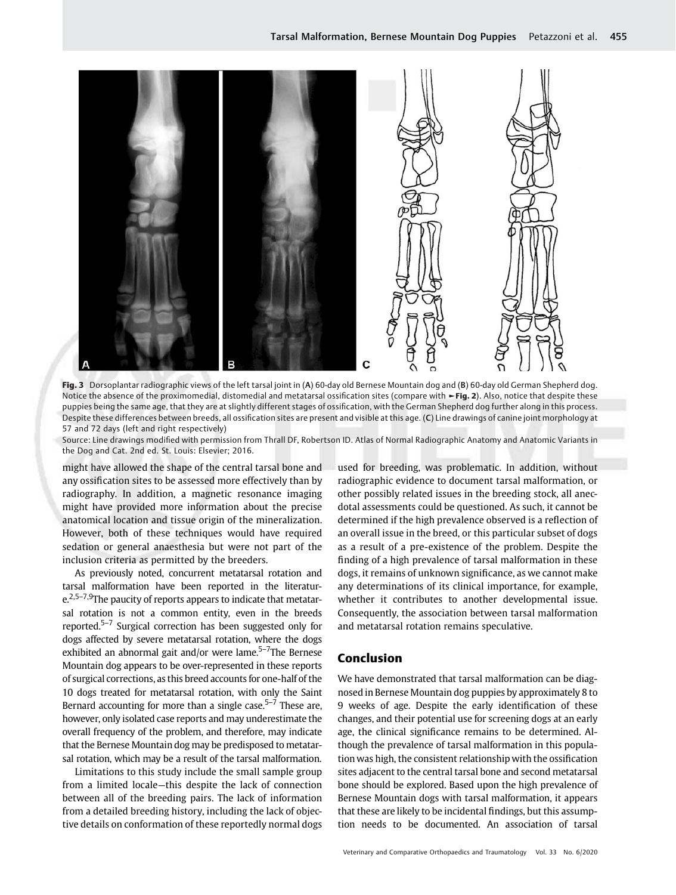Fig. 3 Dorsoplantar radiographic views of the left tarsal joint in (A) 60-day old Bernese Mountain dog and (B) 60-day old German Shepherd dog. Notice the absence of the proximomedial, distomedial and metatarsal ossification sites (compare with ►Fig. 2). Also, notice that despite these puppies being the same age, that they are at slightly different stages of ossification, with the German Shepherd dog further along in this process. Despite these differences between breeds, all ossification sites are present and visible at this age. (C) Line drawings of canine joint morphology at 57 and 72 days (left and right respectively)

Source: Line drawings modified with permission from Thrall DF, Robertson ID. Atlas of Normal Radiographic Anatomy and Anatomic Variants in the Dog and Cat. 2nd ed. St. Louis: Elsevier; 2016.

might have allowed the shape of the central tarsal bone and any ossification sites to be assessed more effectively than by radiography. In addition, a magnetic resonance imaging might have provided more information about the precise anatomical location and tissue origin of the mineralization. However, both of these techniques would have required sedation or general anaesthesia but were not part of the inclusion criteria as permitted by the breeders.

As previously noted, concurrent metatarsal rotation and tarsal malformation have been reported in the literature.[2,5–7,9]The paucity of reports appears to indicate that metatarsal rotation is not a common entity, even in the breeds reported.[5–7] Surgical correction has been suggested only for dogs affected by severe metatarsal rotation, where the dogs exhibited an abnormal gait and/or were lame.[5–7]The Bernese Mountain dog appears to be over-represented in these reports of surgical corrections, as this breed accounts for one-half of the 10 dogs treated for metatarsal rotation, with only the Saint Bernard accounting for more than a single case.[5–7] These are, however, only isolated case reports and may underestimate the overall frequency of the problem, and therefore, may indicate that the Bernese Mountain dog may be predisposed to metatarsal rotation, which may be a result of the tarsal malformation.

Limitations to this study include the small sample group from a limited locale—this despite the lack of connection between all of the breeding pairs. The lack of information from a detailed breeding history, including the lack of objective details on conformation of these reportedly normal dogs used for breeding, was problematic. In addition, without radiographic evidence to document tarsal malformation, or other possibly related issues in the breeding stock, all anecdotal assessments could be questioned. As such, it cannot be determined if the high prevalence observed is a reflection of an overall issue in the breed, or this particular subset of dogs as a result of a pre-existence of the problem. Despite the finding of a high prevalence of tarsal malformation in these dogs, it remains of unknown significance, as we cannot make any determinations of its clinical importance, for example, whether it contributes to another developmental issue. Consequently, the association between tarsal malformation and metatarsal rotation remains speculative.

## Conclusion

We have demonstrated that tarsal malformation can be diagnosed in Bernese Mountain dog puppies by approximately 8 to 9 weeks of age. Despite the early identification of these changes, and their potential use for screening dogs at an early age, the clinical significance remains to be determined. Although the prevalence of tarsal malformation in this population was high, the consistent relationship with the ossification sites adjacent to the central tarsal bone and second metatarsal bone should be explored. Based upon the high prevalence of Bernese Mountain dogs with tarsal malformation, it appears that these are likely to be incidental findings, but this assumption needs to be documented. An association of tarsal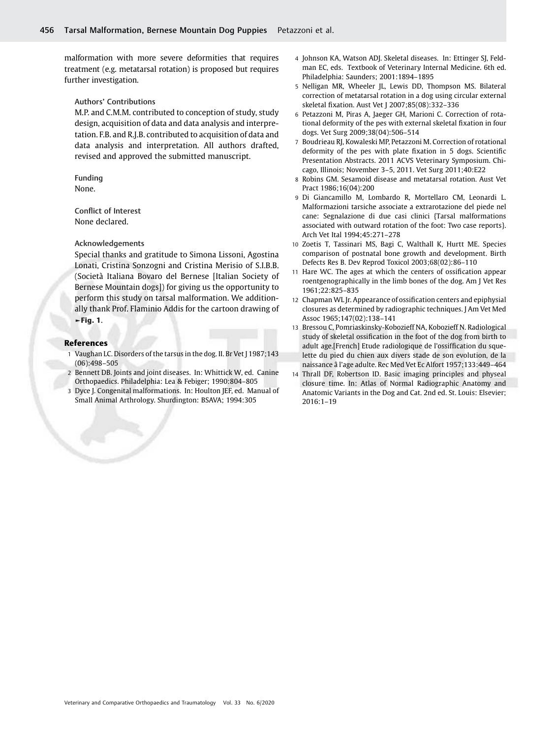malformation with more severe deformities that requires treatment (e.g. metatarsal rotation) is proposed but requires further investigation.

### Authors' Contributions

M.P. and C.M.M. contributed to conception of study, study design, acquisition of data and data analysis and interpretation. F.B. and R.J.B. contributed to acquisition of data and data analysis and interpretation. All authors drafted, revised and approved the submitted manuscript.

### Funding

None.

### Conflict of Interest

None declared.

### Acknowledgements

Special thanks and gratitude to Simona Lissoni, Agostina Lonati, Cristina Sonzogni and Cristina Merisio of S.I.B.B. (Società Italiana Bovaro del Bernese [Italian Society of Bernese Mountain dogs]) for giving us the opportunity to perform this study on tarsal malformation. We additionally thank Prof. Flaminio Addis for the cartoon drawing of ►**Fig. 1**.

## References

1. Vaughan LC. Disorders of the tarsus in the dog. II. Br Vet J 1987;143 (06):498–505
2. Bennett DB. Joints and joint diseases. In: Whittick W, ed. Canine Orthopaedics. Philadelphia: Lea & Febiger; 1990:804–805
3. Dyce J. Congenital malformations. In: Houlton JEF, ed. Manual of Small Animal Arthrology. Shurdington: BSAVA; 1994:305
4. Johnson KA, Watson ADJ. Skeletal diseases. In: Ettinger SJ, Feldman EC, eds. Textbook of Veterinary Internal Medicine. 6th ed. Philadelphia: Saunders; 2001:1894–1895
5. Nelligan MR, Wheeler JL, Lewis DD, Thompson MS. Bilateral correction of metatarsal rotation in a dog using circular external skeletal fixation. Aust Vet J 2007;85(08):332–336
6. Petazzoni M, Piras A, Jaeger GH, Marioni C. Correction of rotational deformity of the pes with external skeletal fixation in four dogs. Vet Surg 2009;38(04):506–514
7. Boudrieau RJ, Kowaleski MP, Petazzoni M. Correction of rotational deformity of the pes with plate fixation in 5 dogs. Scientific Presentation Abstracts. 2011 ACVS Veterinary Symposium. Chicago, Illinois; November 3–5, 2011. Vet Surg 2011;40:E22
8. Robins GM. Sesamoid disease and metatarsal rotation. Aust Vet Pract 1986;16(04):200
9. Di Giancamillo M, Lombardo R, Mortellaro CM, Leonardi L. Malformazioni tarsiche associate a extrarotazione del piede nel cane: Segnalazione di due casi clinici {Tarsal malformations associated with outward rotation of the foot: Two case reports}. Arch Vet Ital 1994;45:271–278
10. Zoetis T, Tassinari MS, Bagi C, Walthall K, Hurtt ME. Species comparison of postnatal bone growth and development. Birth Defects Res B. Dev Reprod Toxicol 2003;68(02):86–110
11. Hare WC. The ages at which the centers of ossification appear roentgenographically in the limb bones of the dog. Am J Vet Res 1961;22:825–835
12. Chapman WL Jr. Appearance of ossification centers and epiphysial closures as determined by radiographic techniques. J Am Vet Med Assoc 1965;147(02):138–141
13. Bressou C, Pomriaskinsky-Kobozieff NA, Kobozieff N. Radiological study of skeletal ossification in the foot of the dog from birth to adult age.[French] Etude radiologique de l'ossiffication du squelette du pied du chien aux divers stade de son evolution, de la naissance â l'age adulte. Rec Med Vet Ec Alfort 1957;133:449–464
14. Thrall DF, Robertson ID. Basic imaging principles and physeal closure time. In: Atlas of Normal Radiographic Anatomy and Anatomic Variants in the Dog and Cat. 2nd ed. St. Louis: Elsevier; 2016:1–19